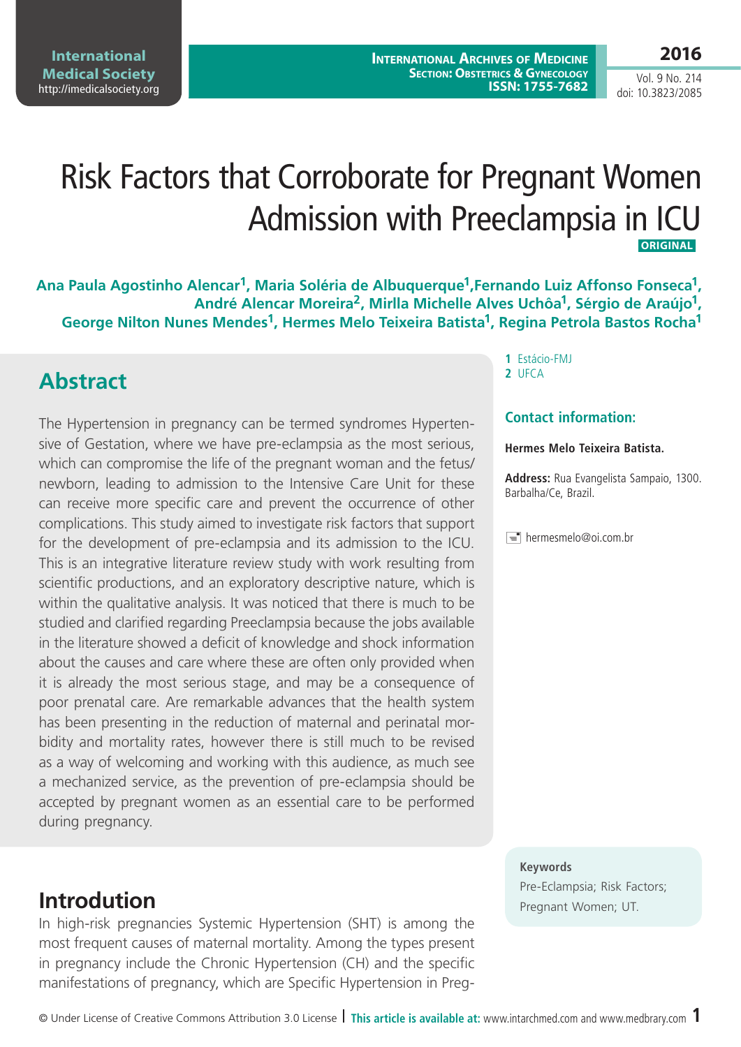# Risk Factors that Corroborate for Pregnant Women Admission with Preeclampsia in ICU

**ORIGINAL**

**Ana Paula Agostinho Alencar[1], Maria Soléria de Albuquerque[1], Fernando Luiz Affonso Fonseca[1], André Alencar Moreira[2], Mirlla Michelle Alves Uchôa[1], Sérgio de Araújo[1], George Nilton Nunes Mendes[1], Hermes Melo Teixeira Batista[1], Regina Petrola Bastos Rocha[1]**

**1** Estácio-FMJ
**2** UFCA

### Contact information:

**Hermes Melo Teixeira Batista.**

**Address:** Rua Evangelista Sampaio, 1300. Barbalha/Ce, Brazil.

hermesmelo@oi.com.br

## Abstract

The Hypertension in pregnancy can be termed syndromes Hypertensive of Gestation, where we have pre-eclampsia as the most serious, which can compromise the life of the pregnant woman and the fetus/ newborn, leading to admission to the Intensive Care Unit for these can receive more specific care and prevent the occurrence of other complications. This study aimed to investigate risk factors that support for the development of pre-eclampsia and its admission to the ICU. This is an integrative literature review study with work resulting from scientific productions, and an exploratory descriptive nature, which is within the qualitative analysis. It was noticed that there is much to be studied and clarified regarding Preeclampsia because the jobs available in the literature showed a deficit of knowledge and shock information about the causes and care where these are often only provided when it is already the most serious stage, and may be a consequence of poor prenatal care. Are remarkable advances that the health system has been presenting in the reduction of maternal and perinatal morbidity and mortality rates, however there is still much to be revised as a way of welcoming and working with this audience, as much see a mechanized service, as the prevention of pre-eclampsia should be accepted by pregnant women as an essential care to be performed during pregnancy.

**Keywords**

Pre-Eclampsia; Risk Factors; Pregnant Women; UT.

## Introduction

In high-risk pregnancies Systemic Hypertension (SHT) is among the most frequent causes of maternal mortality. Among the types present in pregnancy include the Chronic Hypertension (CH) and the specific manifestations of pregnancy, which are Specific Hypertension in Preg-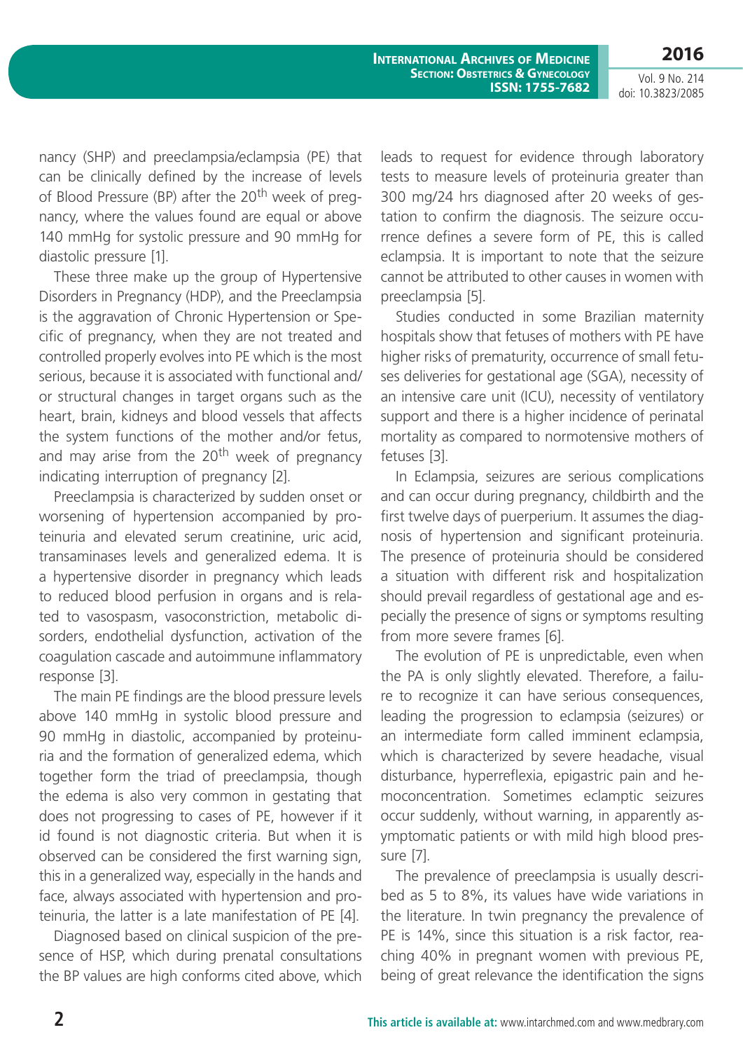nancy (SHP) and preeclampsia/eclampsia (PE) that can be clinically defined by the increase of levels of Blood Pressure (BP) after the 20th week of pregnancy, where the values found are equal or above 140 mmHg for systolic pressure and 90 mmHg for diastolic pressure [1].

These three make up the group of Hypertensive Disorders in Pregnancy (HDP), and the Preeclampsia is the aggravation of Chronic Hypertension or Specific of pregnancy, when they are not treated and controlled properly evolves into PE which is the most serious, because it is associated with functional and/or structural changes in target organs such as the heart, brain, kidneys and blood vessels that affects the system functions of the mother and/or fetus, and may arise from the 20th week of pregnancy indicating interruption of pregnancy [2].

Preeclampsia is characterized by sudden onset or worsening of hypertension accompanied by proteinuria and elevated serum creatinine, uric acid, transaminases levels and generalized edema. It is a hypertensive disorder in pregnancy which leads to reduced blood perfusion in organs and is related to vasospasm, vasoconstriction, metabolic disorders, endothelial dysfunction, activation of the coagulation cascade and autoimmune inflammatory response [3].

The main PE findings are the blood pressure levels above 140 mmHg in systolic blood pressure and 90 mmHg in diastolic, accompanied by proteinuria and the formation of generalized edema, which together form the triad of preeclampsia, though the edema is also very common in gestating that does not progressing to cases of PE, however if it id found is not diagnostic criteria. But when it is observed can be considered the first warning sign, this in a generalized way, especially in the hands and face, always associated with hypertension and proteinuria, the latter is a late manifestation of PE [4].

Diagnosed based on clinical suspicion of the presence of HSP, which during prenatal consultations the BP values are high conforms cited above, which leads to request for evidence through laboratory tests to measure levels of proteinuria greater than 300 mg/24 hrs diagnosed after 20 weeks of gestation to confirm the diagnosis. The seizure occurrence defines a severe form of PE, this is called eclampsia. It is important to note that the seizure cannot be attributed to other causes in women with preeclampsia [5].

Studies conducted in some Brazilian maternity hospitals show that fetuses of mothers with PE have higher risks of prematurity, occurrence of small fetuses deliveries for gestational age (SGA), necessity of an intensive care unit (ICU), necessity of ventilatory support and there is a higher incidence of perinatal mortality as compared to normotensive mothers of fetuses [3].

In Eclampsia, seizures are serious complications and can occur during pregnancy, childbirth and the first twelve days of puerperium. It assumes the diagnosis of hypertension and significant proteinuria. The presence of proteinuria should be considered a situation with different risk and hospitalization should prevail regardless of gestational age and especially the presence of signs or symptoms resulting from more severe frames [6].

The evolution of PE is unpredictable, even when the PA is only slightly elevated. Therefore, a failure to recognize it can have serious consequences, leading the progression to eclampsia (seizures) or an intermediate form called imminent eclampsia, which is characterized by severe headache, visual disturbance, hyperreflexia, epigastric pain and hemoconcentration. Sometimes eclamptic seizures occur suddenly, without warning, in apparently asymptomatic patients or with mild high blood pressure [7].

The prevalence of preeclampsia is usually described as 5 to 8%, its values have wide variations in the literature. In twin pregnancy the prevalence of PE is 14%, since this situation is a risk factor, reaching 40% in pregnant women with previous PE, being of great relevance the identification the signs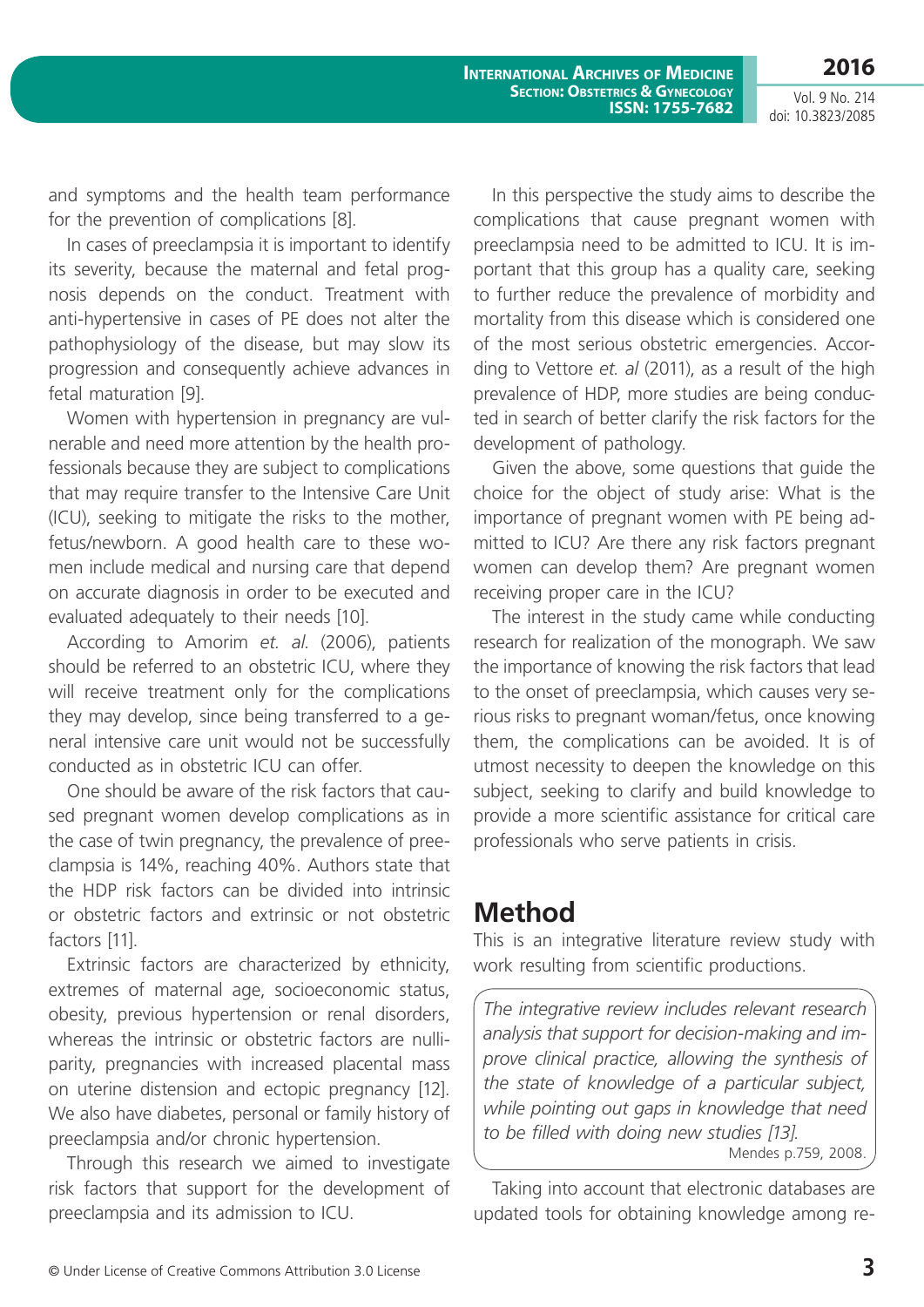and symptoms and the health team performance for the prevention of complications [8].

In cases of preeclampsia it is important to identify its severity, because the maternal and fetal prognosis depends on the conduct. Treatment with anti-hypertensive in cases of PE does not alter the pathophysiology of the disease, but may slow its progression and consequently achieve advances in fetal maturation [9].

Women with hypertension in pregnancy are vulnerable and need more attention by the health professionals because they are subject to complications that may require transfer to the Intensive Care Unit (ICU), seeking to mitigate the risks to the mother, fetus/newborn. A good health care to these women include medical and nursing care that depend on accurate diagnosis in order to be executed and evaluated adequately to their needs [10].

According to Amorim *et. al*. (2006), patients should be referred to an obstetric ICU, where they will receive treatment only for the complications they may develop, since being transferred to a general intensive care unit would not be successfully conducted as in obstetric ICU can offer.

One should be aware of the risk factors that caused pregnant women develop complications as in the case of twin pregnancy, the prevalence of preeclampsia is 14%, reaching 40%. Authors state that the HDP risk factors can be divided into intrinsic or obstetric factors and extrinsic or not obstetric factors [11].

Extrinsic factors are characterized by ethnicity, extremes of maternal age, socioeconomic status, obesity, previous hypertension or renal disorders, whereas the intrinsic or obstetric factors are nulliparity, pregnancies with increased placental mass on uterine distension and ectopic pregnancy [12]. We also have diabetes, personal or family history of preeclampsia and/or chronic hypertension.

Through this research we aimed to investigate risk factors that support for the development of preeclampsia and its admission to ICU.

In this perspective the study aims to describe the complications that cause pregnant women with preeclampsia need to be admitted to ICU. It is important that this group has a quality care, seeking to further reduce the prevalence of morbidity and mortality from this disease which is considered one of the most serious obstetric emergencies. According to Vettore *et. al* (2011), as a result of the high prevalence of HDP, more studies are being conducted in search of better clarify the risk factors for the development of pathology.

Given the above, some questions that guide the choice for the object of study arise: What is the importance of pregnant women with PE being admitted to ICU? Are there any risk factors pregnant women can develop them? Are pregnant women receiving proper care in the ICU?

The interest in the study came while conducting research for realization of the monograph. We saw the importance of knowing the risk factors that lead to the onset of preeclampsia, which causes very serious risks to pregnant woman/fetus, once knowing them, the complications can be avoided. It is of utmost necessity to deepen the knowledge on this subject, seeking to clarify and build knowledge to provide a more scientific assistance for critical care professionals who serve patients in crisis.

## Method

This is an integrative literature review study with work resulting from scientific productions.

> *The integrative review includes relevant research analysis that support for decision-making and improve clinical practice, allowing the synthesis of the state of knowledge of a particular subject, while pointing out gaps in knowledge that need to be filled with doing new studies [13].*
>
> Mendes p.759, 2008.

Taking into account that electronic databases are updated tools for obtaining knowledge among re-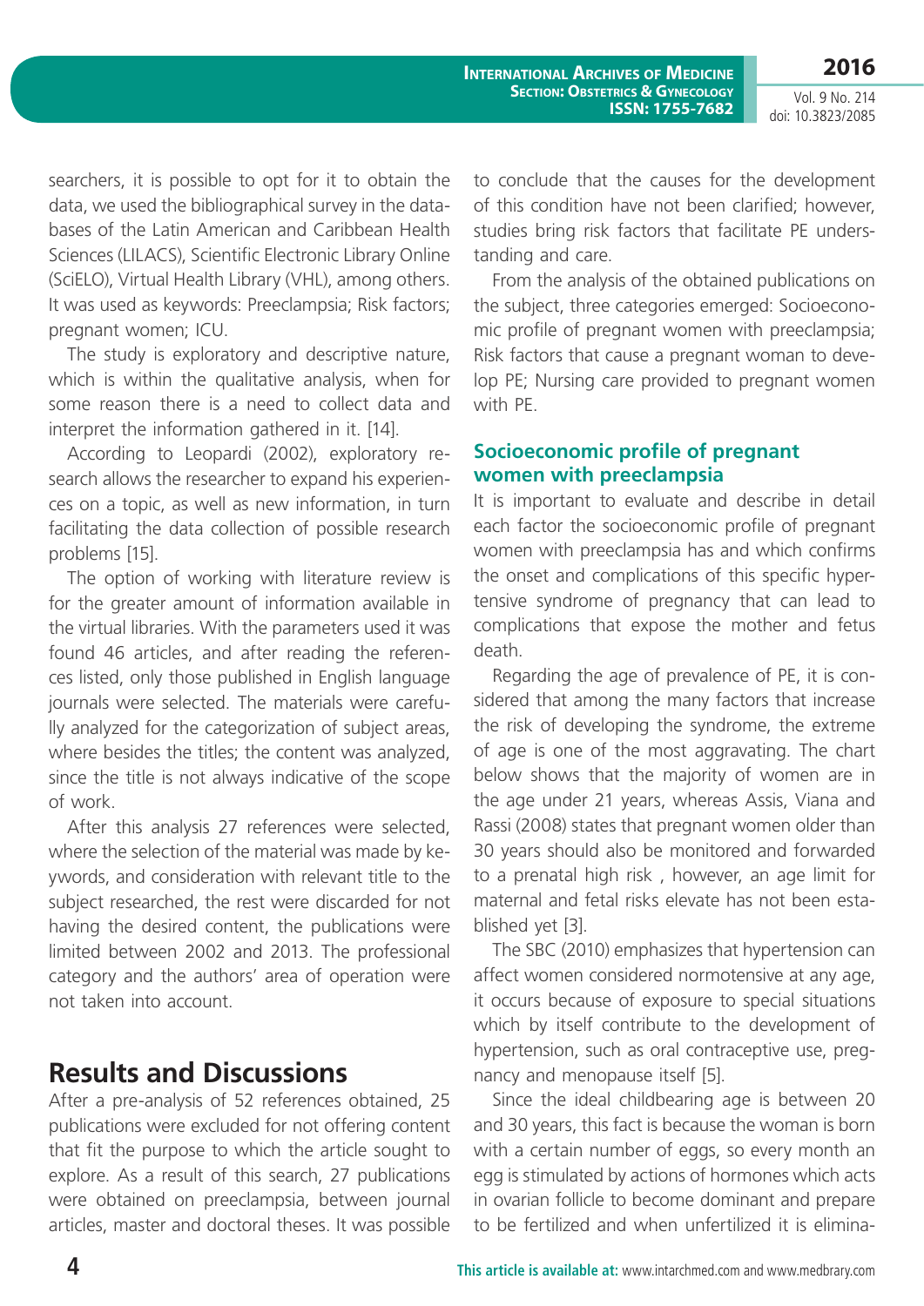searchers, it is possible to opt for it to obtain the data, we used the bibliographical survey in the databases of the Latin American and Caribbean Health Sciences (LILACS), Scientific Electronic Library Online (SciELO), Virtual Health Library (VHL), among others. It was used as keywords: Preeclampsia; Risk factors; pregnant women; ICU.

The study is exploratory and descriptive nature, which is within the qualitative analysis, when for some reason there is a need to collect data and interpret the information gathered in it. [14].

According to Leopardi (2002), exploratory research allows the researcher to expand his experiences on a topic, as well as new information, in turn facilitating the data collection of possible research problems [15].

The option of working with literature review is for the greater amount of information available in the virtual libraries. With the parameters used it was found 46 articles, and after reading the references listed, only those published in English language journals were selected. The materials were carefully analyzed for the categorization of subject areas, where besides the titles; the content was analyzed, since the title is not always indicative of the scope of work.

After this analysis 27 references were selected, where the selection of the material was made by keywords, and consideration with relevant title to the subject researched, the rest were discarded for not having the desired content, the publications were limited between 2002 and 2013. The professional category and the authors' area of operation were not taken into account.

## Results and Discussions

After a pre-analysis of 52 references obtained, 25 publications were excluded for not offering content that fit the purpose to which the article sought to explore. As a result of this search, 27 publications were obtained on preeclampsia, between journal articles, master and doctoral theses. It was possible to conclude that the causes for the development of this condition have not been clarified; however, studies bring risk factors that facilitate PE understanding and care.

From the analysis of the obtained publications on the subject, three categories emerged: Socioeconomic profile of pregnant women with preeclampsia; Risk factors that cause a pregnant woman to develop PE; Nursing care provided to pregnant women with PE.

### Socioeconomic profile of pregnant women with preeclampsia

It is important to evaluate and describe in detail each factor the socioeconomic profile of pregnant women with preeclampsia has and which confirms the onset and complications of this specific hypertensive syndrome of pregnancy that can lead to complications that expose the mother and fetus death.

Regarding the age of prevalence of PE, it is considered that among the many factors that increase the risk of developing the syndrome, the extreme of age is one of the most aggravating. The chart below shows that the majority of women are in the age under 21 years, whereas Assis, Viana and Rassi (2008) states that pregnant women older than 30 years should also be monitored and forwarded to a prenatal high risk , however, an age limit for maternal and fetal risks elevate has not been established yet [3].

The SBC (2010) emphasizes that hypertension can affect women considered normotensive at any age, it occurs because of exposure to special situations which by itself contribute to the development of hypertension, such as oral contraceptive use, pregnancy and menopause itself [5].

Since the ideal childbearing age is between 20 and 30 years, this fact is because the woman is born with a certain number of eggs, so every month an egg is stimulated by actions of hormones which acts in ovarian follicle to become dominant and prepare to be fertilized and when unfertilized it is elimina-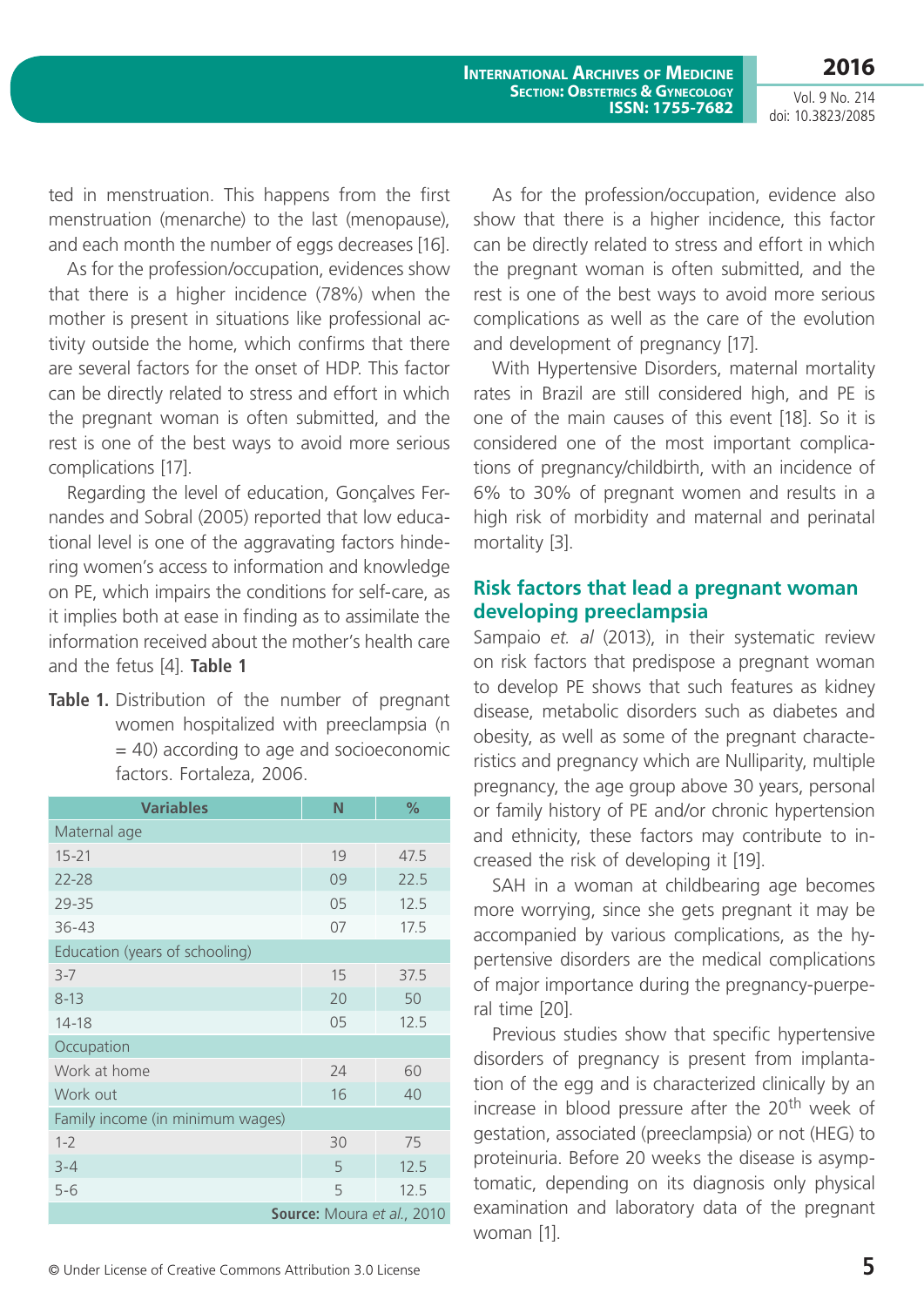ted in menstruation. This happens from the first menstruation (menarche) to the last (menopause), and each month the number of eggs decreases [16].

As for the profession/occupation, evidences show that there is a higher incidence (78%) when the mother is present in situations like professional activity outside the home, which confirms that there are several factors for the onset of HDP. This factor can be directly related to stress and effort in which the pregnant woman is often submitted, and the rest is one of the best ways to avoid more serious complications [17].

Regarding the level of education, Gonçalves Fernandes and Sobral (2005) reported that low educational level is one of the aggravating factors hindering women's access to information and knowledge on PE, which impairs the conditions for self-care, as it implies both at ease in finding as to assimilate the information received about the mother's health care and the fetus [4]. **Table 1**

**Table 1.** Distribution of the number of pregnant women hospitalized with preeclampsia (n = 40) according to age and socioeconomic factors. Fortaleza, 2006.

| Variables | N | % |
|---|---|---|
| Maternal age | | |
| 15-21 | 19 | 47.5 |
| 22-28 | 09 | 22.5 |
| 29-35 | 05 | 12.5 |
| 36-43 | 07 | 17.5 |
| Education (years of schooling) | | |
| 3-7 | 15 | 37.5 |
| 8-13 | 20 | 50 |
| 14-18 | 05 | 12.5 |
| Occupation | | |
| Work at home | 24 | 60 |
| Work out | 16 | 40 |
| Family income (in minimum wages) | | |
| 1-2 | 30 | 75 |
| 3-4 | 5 | 12.5 |
| 5-6 | 5 | 12.5 |

**Source:** Moura *et al.*, 2010

As for the profession/occupation, evidence also show that there is a higher incidence, this factor can be directly related to stress and effort in which the pregnant woman is often submitted, and the rest is one of the best ways to avoid more serious complications as well as the care of the evolution and development of pregnancy [17].

With Hypertensive Disorders, maternal mortality rates in Brazil are still considered high, and PE is one of the main causes of this event [18]. So it is considered one of the most important complications of pregnancy/childbirth, with an incidence of 6% to 30% of pregnant women and results in a high risk of morbidity and maternal and perinatal mortality [3].

## Risk factors that lead a pregnant woman developing preeclampsia

Sampaio *et. al* (2013), in their systematic review on risk factors that predispose a pregnant woman to develop PE shows that such features as kidney disease, metabolic disorders such as diabetes and obesity, as well as some of the pregnant characteristics and pregnancy which are Nulliparity, multiple pregnancy, the age group above 30 years, personal or family history of PE and/or chronic hypertension and ethnicity, these factors may contribute to increased the risk of developing it [19].

SAH in a woman at childbearing age becomes more worrying, since she gets pregnant it may be accompanied by various complications, as the hypertensive disorders are the medical complications of major importance during the pregnancy-puerperal time [20].

Previous studies show that specific hypertensive disorders of pregnancy is present from implantation of the egg and is characterized clinically by an increase in blood pressure after the 20th week of gestation, associated (preeclampsia) or not (HEG) to proteinuria. Before 20 weeks the disease is asymptomatic, depending on its diagnosis only physical examination and laboratory data of the pregnant woman [1].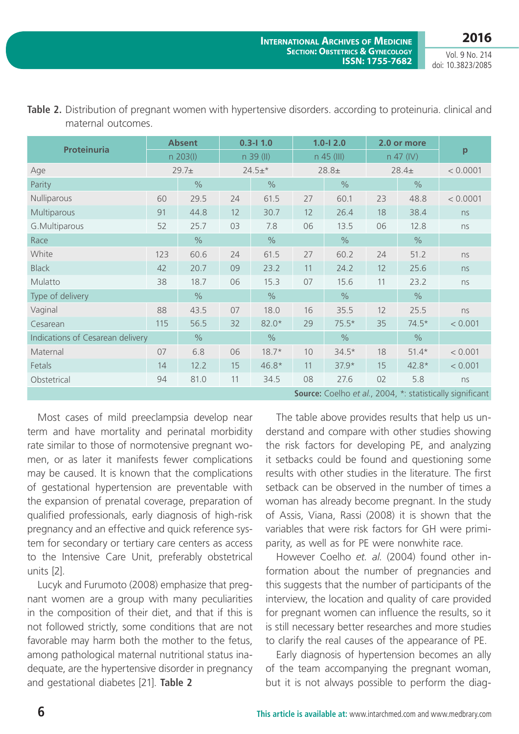**Table 2.** Distribution of pregnant women with hypertensive disorders. according to proteinuria. clinical and maternal outcomes.

| Proteinuria | Absent | | 0.3-I 1.0 | | 1.0-I 2.0 | | 2.0 or more | | p |
|---|---|---|---|---|---|---|---|---|---|
| | n 203(I) | | n 39 (II) | | n 45 (III) | | n 47 (IV) | | |
| Age | 29.7± | | 24.5±* | | 28.8± | | 28.4± | | < 0.0001 |
| Parity | | % | | % | | % | | % | |
| Nulliparous | 60 | 29.5 | 24 | 61.5 | 27 | 60.1 | 23 | 48.8 | < 0.0001 |
| Multiparous | 91 | 44.8 | 12 | 30.7 | 12 | 26.4 | 18 | 38.4 | ns |
| G.Multiparous | 52 | 25.7 | 03 | 7.8 | 06 | 13.5 | 06 | 12.8 | ns |
| Race | | % | | % | | % | | % | |
| White | 123 | 60.6 | 24 | 61.5 | 27 | 60.2 | 24 | 51.2 | ns |
| Black | 42 | 20.7 | 09 | 23.2 | 11 | 24.2 | 12 | 25.6 | ns |
| Mulatto | 38 | 18.7 | 06 | 15.3 | 07 | 15.6 | 11 | 23.2 | ns |
| Type of delivery | | % | | % | | % | | % | |
| Vaginal | 88 | 43.5 | 07 | 18.0 | 16 | 35.5 | 12 | 25.5 | ns |
| Cesarean | 115 | 56.5 | 32 | 82.0* | 29 | 75.5* | 35 | 74.5* | < 0.001 |
| Indications of Cesarean delivery | | % | | % | | % | | % | |
| Maternal | 07 | 6.8 | 06 | 18.7* | 10 | 34.5* | 18 | 51.4* | < 0.001 |
| Fetals | 14 | 12.2 | 15 | 46.8* | 11 | 37.9* | 15 | 42.8* | < 0.001 |
| Obstetrical | 94 | 81.0 | 11 | 34.5 | 08 | 27.6 | 02 | 5.8 | ns |

**Source:** Coelho *et al.*, 2004, *: statistically significant

Most cases of mild preeclampsia develop near term and have mortality and perinatal morbidity rate similar to those of normotensive pregnant women, or as later it manifests fewer complications may be caused. It is known that the complications of gestational hypertension are preventable with the expansion of prenatal coverage, preparation of qualified professionals, early diagnosis of high-risk pregnancy and an effective and quick reference system for secondary or tertiary care centers as access to the Intensive Care Unit, preferably obstetrical units [2].

Lucyk and Furumoto (2008) emphasize that pregnant women are a group with many peculiarities in the composition of their diet, and that if this is not followed strictly, some conditions that are not favorable may harm both the mother to the fetus, among pathological maternal nutritional status inadequate, are the hypertensive disorder in pregnancy and gestational diabetes [21]. **Table 2**

The table above provides results that help us understand and compare with other studies showing the risk factors for developing PE, and analyzing it setbacks could be found and questioning some results with other studies in the literature. The first setback can be observed in the number of times a woman has already become pregnant. In the study of Assis, Viana, Rassi (2008) it is shown that the variables that were risk factors for GH were primiparity, as well as for PE were nonwhite race.

However Coelho *et. al.* (2004) found other information about the number of pregnancies and this suggests that the number of participants of the interview, the location and quality of care provided for pregnant women can influence the results, so it is still necessary better researches and more studies to clarify the real causes of the appearance of PE.

Early diagnosis of hypertension becomes an ally of the team accompanying the pregnant woman, but it is not always possible to perform the diag-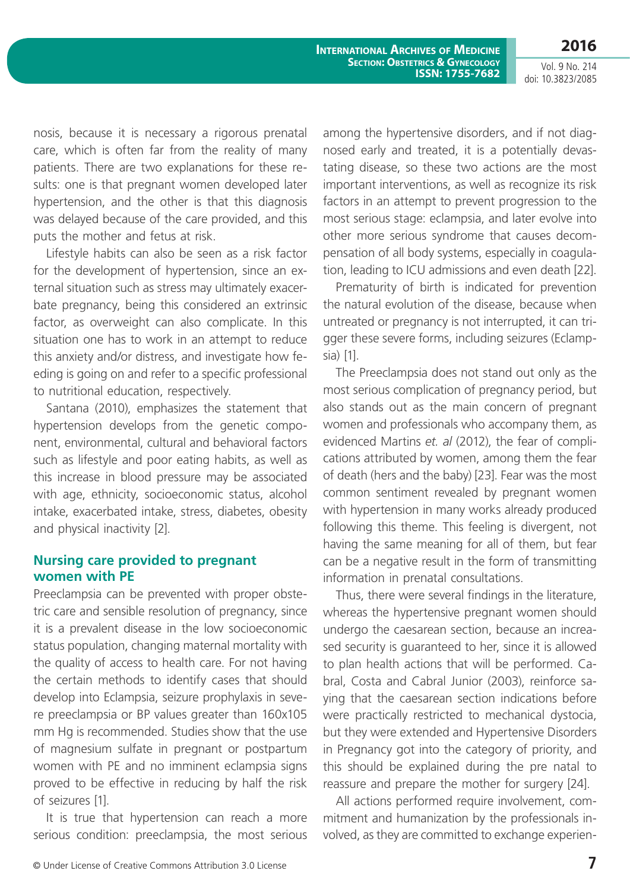nosis, because it is necessary a rigorous prenatal care, which is often far from the reality of many patients. There are two explanations for these results: one is that pregnant women developed later hypertension, and the other is that this diagnosis was delayed because of the care provided, and this puts the mother and fetus at risk.

Lifestyle habits can also be seen as a risk factor for the development of hypertension, since an external situation such as stress may ultimately exacerbate pregnancy, being this considered an extrinsic factor, as overweight can also complicate. In this situation one has to work in an attempt to reduce this anxiety and/or distress, and investigate how feeding is going on and refer to a specific professional to nutritional education, respectively.

Santana (2010), emphasizes the statement that hypertension develops from the genetic component, environmental, cultural and behavioral factors such as lifestyle and poor eating habits, as well as this increase in blood pressure may be associated with age, ethnicity, socioeconomic status, alcohol intake, exacerbated intake, stress, diabetes, obesity and physical inactivity [2].

## Nursing care provided to pregnant women with PE

Preeclampsia can be prevented with proper obstetric care and sensible resolution of pregnancy, since it is a prevalent disease in the low socioeconomic status population, changing maternal mortality with the quality of access to health care. For not having the certain methods to identify cases that should develop into Eclampsia, seizure prophylaxis in severe preeclampsia or BP values greater than 160x105 mm Hg is recommended. Studies show that the use of magnesium sulfate in pregnant or postpartum women with PE and no imminent eclampsia signs proved to be effective in reducing by half the risk of seizures [1].

It is true that hypertension can reach a more serious condition: preeclampsia, the most serious among the hypertensive disorders, and if not diagnosed early and treated, it is a potentially devastating disease, so these two actions are the most important interventions, as well as recognize its risk factors in an attempt to prevent progression to the most serious stage: eclampsia, and later evolve into other more serious syndrome that causes decompensation of all body systems, especially in coagulation, leading to ICU admissions and even death [22].

Prematurity of birth is indicated for prevention the natural evolution of the disease, because when untreated or pregnancy is not interrupted, it can trigger these severe forms, including seizures (Eclampsia) [1].

The Preeclampsia does not stand out only as the most serious complication of pregnancy period, but also stands out as the main concern of pregnant women and professionals who accompany them, as evidenced Martins *et. al* (2012), the fear of complications attributed by women, among them the fear of death (hers and the baby) [23]. Fear was the most common sentiment revealed by pregnant women with hypertension in many works already produced following this theme. This feeling is divergent, not having the same meaning for all of them, but fear can be a negative result in the form of transmitting information in prenatal consultations.

Thus, there were several findings in the literature, whereas the hypertensive pregnant women should undergo the caesarean section, because an increased security is guaranteed to her, since it is allowed to plan health actions that will be performed. Cabral, Costa and Cabral Junior (2003), reinforce saying that the caesarean section indications before were practically restricted to mechanical dystocia, but they were extended and Hypertensive Disorders in Pregnancy got into the category of priority, and this should be explained during the pre natal to reassure and prepare the mother for surgery [24].

All actions performed require involvement, commitment and humanization by the professionals involved, as they are committed to exchange experien-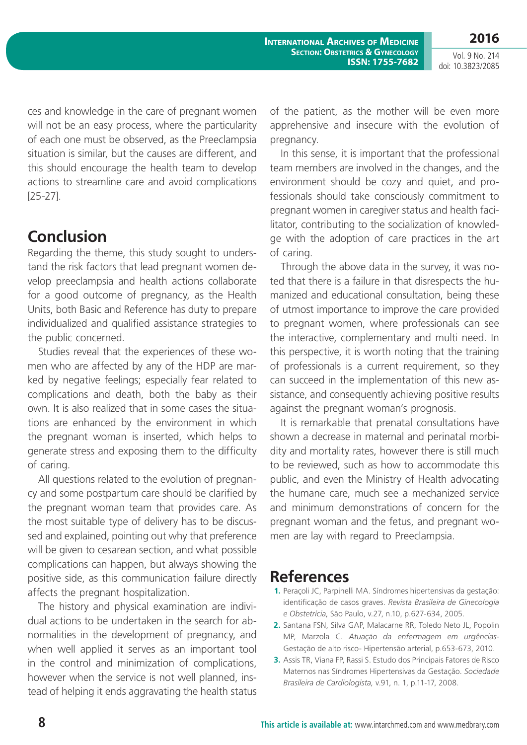ces and knowledge in the care of pregnant women will not be an easy process, where the particularity of each one must be observed, as the Preeclampsia situation is similar, but the causes are different, and this should encourage the health team to develop actions to streamline care and avoid complications [25-27].

## Conclusion

Regarding the theme, this study sought to understand the risk factors that lead pregnant women develop preeclampsia and health actions collaborate for a good outcome of pregnancy, as the Health Units, both Basic and Reference has duty to prepare individualized and qualified assistance strategies to the public concerned.

Studies reveal that the experiences of these women who are affected by any of the HDP are marked by negative feelings; especially fear related to complications and death, both the baby as their own. It is also realized that in some cases the situations are enhanced by the environment in which the pregnant woman is inserted, which helps to generate stress and exposing them to the difficulty of caring.

All questions related to the evolution of pregnancy and some postpartum care should be clarified by the pregnant woman team that provides care. As the most suitable type of delivery has to be discussed and explained, pointing out why that preference will be given to cesarean section, and what possible complications can happen, but always showing the positive side, as this communication failure directly affects the pregnant hospitalization.

The history and physical examination are individual actions to be undertaken in the search for abnormalities in the development of pregnancy, and when well applied it serves as an important tool in the control and minimization of complications, however when the service is not well planned, instead of helping it ends aggravating the health status of the patient, as the mother will be even more apprehensive and insecure with the evolution of pregnancy.

In this sense, it is important that the professional team members are involved in the changes, and the environment should be cozy and quiet, and professionals should take consciously commitment to pregnant women in caregiver status and health facilitator, contributing to the socialization of knowledge with the adoption of care practices in the art of caring.

Through the above data in the survey, it was noted that there is a failure in that disrespects the humanized and educational consultation, being these of utmost importance to improve the care provided to pregnant women, where professionals can see the interactive, complementary and multi need. In this perspective, it is worth noting that the training of professionals is a current requirement, so they can succeed in the implementation of this new assistance, and consequently achieving positive results against the pregnant woman's prognosis.

It is remarkable that prenatal consultations have shown a decrease in maternal and perinatal morbidity and mortality rates, however there is still much to be reviewed, such as how to accommodate this public, and even the Ministry of Health advocating the humane care, much see a mechanized service and minimum demonstrations of concern for the pregnant woman and the fetus, and pregnant women are lay with regard to Preeclampsia.

## References

1. Peraçoli JC, Parpinelli MA. Síndromes hipertensivas da gestação: identificação de casos graves. *Revista Brasileira de Ginecologia e Obstetrícia*, São Paulo, v.27, n.10, p.627-634, 2005.
2. Santana FSN, Silva GAP, Malacarne RR, Toledo Neto JL, Popolin MP, Marzola C. *Atuação da enfermagem em urgências-* Gestação de alto risco- Hipertensão arterial, p.653-673, 2010.
3. Assis TR, Viana FP, Rassi S. Estudo dos Principais Fatores de Risco Maternos nas Síndromes Hipertensivas da Gestação. *Sociedade Brasileira de Cardiologista,* v.91, n. 1, p.11-17, 2008.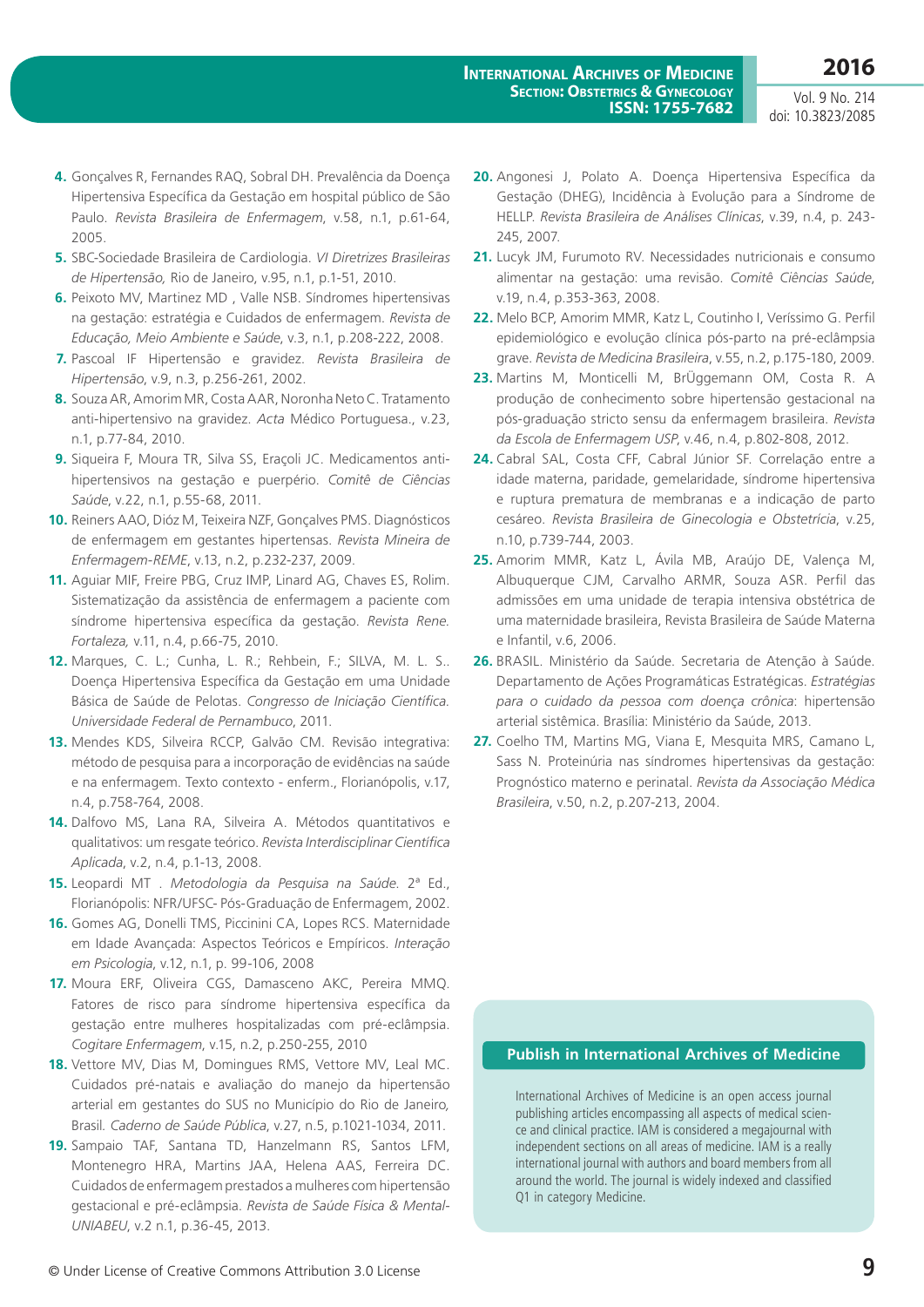4. Gonçalves R, Fernandes RAQ, Sobral DH. Prevalência da Doença Hipertensiva Específica da Gestação em hospital público de São Paulo. *Revista Brasileira de Enfermagem*, v.58, n.1, p.61-64, 2005.
5. SBC-Sociedade Brasileira de Cardiologia. *VI Diretrizes Brasileiras de Hipertensão,* Rio de Janeiro, v.95, n.1, p.1-51, 2010.
6. Peixoto MV, Martinez MD , Valle NSB. Síndromes hipertensivas na gestação: estratégia e Cuidados de enfermagem. *Revista de Educação, Meio Ambiente e Saúde*, v.3, n.1, p.208-222, 2008.
7. Pascoal IF Hipertensão e gravidez. *Revista Brasileira de Hipertensão*, v.9, n.3, p.256-261, 2002.
8. Souza AR, Amorim MR, Costa AAR, Noronha Neto C. Tratamento anti-hipertensivo na gravidez. *Acta* Médico Portuguesa., v.23, n.1, p.77-84, 2010.
9. Siqueira F, Moura TR, Silva SS, Eraçoli JC. Medicamentos anti-hipertensivos na gestação e puerpério. *Comitê de Ciências Saúde*, v.22, n.1, p.55-68, 2011.
10. Reiners AAO, Dióz M, Teixeira NZF, Gonçalves PMS. Diagnósticos de enfermagem em gestantes hipertensas. *Revista Mineira de Enfermagem-REME*, v.13, n.2, p.232-237, 2009.
11. Aguiar MIF, Freire PBG, Cruz IMP, Linard AG, Chaves ES, Rolim. Sistematização da assistência de enfermagem a paciente com síndrome hipertensiva específica da gestação. *Revista Rene. Fortaleza,* v.11, n.4, p.66-75, 2010.
12. Marques, C. L.; Cunha, L. R.; Rehbein, F.; SILVA, M. L. S.. Doença Hipertensiva Específica da Gestação em uma Unidade Básica de Saúde de Pelotas. *Congresso de Iniciação Científica. Universidade Federal de Pernambuco*, 2011.
13. Mendes KDS, Silveira RCCP, Galvão CM. Revisão integrativa: método de pesquisa para a incorporação de evidências na saúde e na enfermagem. Texto contexto - enferm., Florianópolis, v.17, n.4, p.758-764, 2008.
14. Dalfovo MS, Lana RA, Silveira A. Métodos quantitativos e qualitativos: um resgate teórico. *Revista Interdisciplinar Científica Aplicada*, v.2, n.4, p.1-13, 2008.
15. Leopardi MT . *Metodologia da Pesquisa na Saúde.* 2ª Ed., Florianópolis: NFR/UFSC- Pós-Graduação de Enfermagem, 2002.
16. Gomes AG, Donelli TMS, Piccinini CA, Lopes RCS. Maternidade em Idade Avançada: Aspectos Teóricos e Empíricos. *Interação em Psicologia*, v.12, n.1, p. 99-106, 2008
17. Moura ERF, Oliveira CGS, Damasceno AKC, Pereira MMQ. Fatores de risco para síndrome hipertensiva específica da gestação entre mulheres hospitalizadas com pré-eclâmpsia. *Cogitare Enfermagem*, v.15, n.2, p.250-255, 2010
18. Vettore MV, Dias M, Domingues RMS, Vettore MV, Leal MC. Cuidados pré-natais e avaliação do manejo da hipertensão arterial em gestantes do SUS no Município do Rio de Janeiro, Brasil. *Caderno de Saúde Pública*, v.27, n.5, p.1021-1034, 2011.
19. Sampaio TAF, Santana TD, Hanzelmann RS, Santos LFM, Montenegro HRA, Martins JAA, Helena AAS, Ferreira DC. Cuidados de enfermagem prestados a mulheres com hipertensão gestacional e pré-eclâmpsia. *Revista de Saúde Física & Mental-UNIABEU*, v.2 n.1, p.36-45, 2013.
20. Angonesi J, Polato A. Doença Hipertensiva Específica da Gestação (DHEG), Incidência à Evolução para a Síndrome de HELLP. *Revista Brasileira de Análises Clínicas*, v.39, n.4, p. 243-245, 2007.
21. Lucyk JM, Furumoto RV. Necessidades nutricionais e consumo alimentar na gestação: uma revisão. *Comitê Ciências Saúde*, v.19, n.4, p.353-363, 2008.
22. Melo BCP, Amorim MMR, Katz L, Coutinho I, Veríssimo G. Perfil epidemiológico e evolução clínica pós-parto na pré-eclâmpsia grave. *Revista de Medicina Brasileira*, v.55, n.2, p.175-180, 2009.
23. Martins M, Monticelli M, BrÜggemann OM, Costa R. A produção de conhecimento sobre hipertensão gestacional na pós-graduação stricto sensu da enfermagem brasileira. *Revista da Escola de Enfermagem USP*, v.46, n.4, p.802-808, 2012.
24. Cabral SAL, Costa CFF, Cabral Júnior SF. Correlação entre a idade materna, paridade, gemelaridade, síndrome hipertensiva e ruptura prematura de membranas e a indicação de parto cesáreo. *Revista Brasileira de Ginecologia e Obstetrícia*, v.25, n.10, p.739-744, 2003.
25. Amorim MMR, Katz L, Ávila MB, Araújo DE, Valença M, Albuquerque CJM, Carvalho ARMR, Souza ASR. Perfil das admissões em uma unidade de terapia intensiva obstétrica de uma maternidade brasileira, Revista Brasileira de Saúde Materna e Infantil, v.6, 2006.
26. BRASIL. Ministério da Saúde. Secretaria de Atenção à Saúde. Departamento de Ações Programáticas Estratégicas. *Estratégias para o cuidado da pessoa com doença crônica*: hipertensão arterial sistêmica. Brasília: Ministério da Saúde, 2013.
27. Coelho TM, Martins MG, Viana E, Mesquita MRS, Camano L, Sass N. Proteinúria nas síndromes hipertensivas da gestação: Prognóstico materno e perinatal. *Revista da Associação Médica Brasileira*, v.50, n.2, p.207-213, 2004.

**Publish in International Archives of Medicine**

International Archives of Medicine is an open access journal publishing articles encompassing all aspects of medical science and clinical practice. IAM is considered a megajournal with independent sections on all areas of medicine. IAM is a really international journal with authors and board members from all around the world. The journal is widely indexed and classified Q1 in category Medicine.